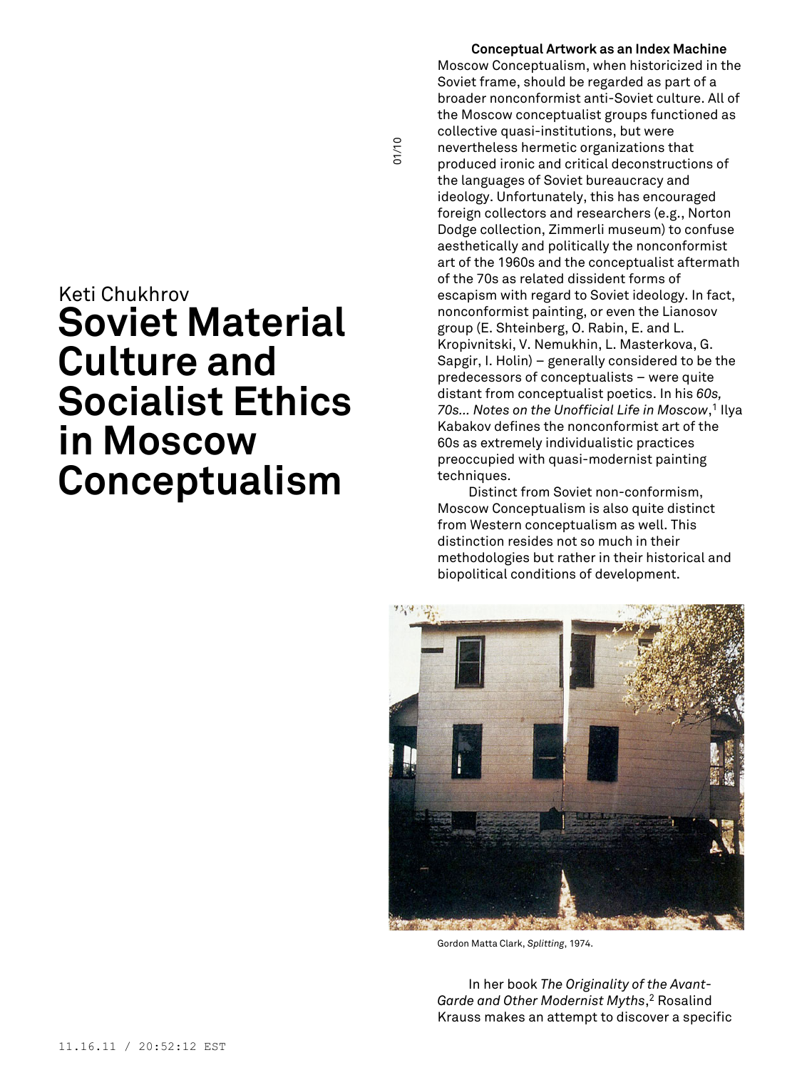Keti Chukhrov

# Soviet Material Culture and Socialist Ethics in Moscow Conceptualism

### Conceptual Artwork as an Index Machine

Moscow Conceptualism, when historicized in the Soviet frame, should be regarded as part of a broader nonconformist anti-Soviet culture. All of the Moscow conceptualist groups functioned as collective quasi-institutions, but were nevertheless hermetic organizations that produced ironic and critical deconstructions of the languages of Soviet bureaucracy and ideology. Unfortunately, this has encouraged foreign collectors and researchers (e.g., Norton Dodge collection, Zimmerli museum) to confuse aesthetically and politically the nonconformist art of the 1960s and the conceptualist aftermath of the 70s as related dissident forms of escapism with regard to Soviet ideology. In fact, nonconformist painting, or even the Lianosov group (E. Shteinberg, O. Rabin, E. and L. Kropivnitski, V. Nemukhin, L. Masterkova, G. Sapgir, I. Holin) – generally considered to be the predecessors of conceptualists – were quite distant from conceptualist poetics. In his *60s, 70s… Notes on the Unofficial Life in Moscow*,[1] Ilya Kabakov defines the nonconformist art of the 60s as extremely individualistic practices preoccupied with quasi-modernist painting techniques.

Distinct from Soviet non-conformism, Moscow Conceptualism is also quite distinct from Western conceptualism as well. This distinction resides not so much in their methodologies but rather in their historical and biopolitical conditions of development.

Gordon Matta Clark, *Splitting*, 1974.

In her book *The Originality of the Avant-Garde and Other Modernist Myths*,[2] Rosalind Krauss makes an attempt to discover a specific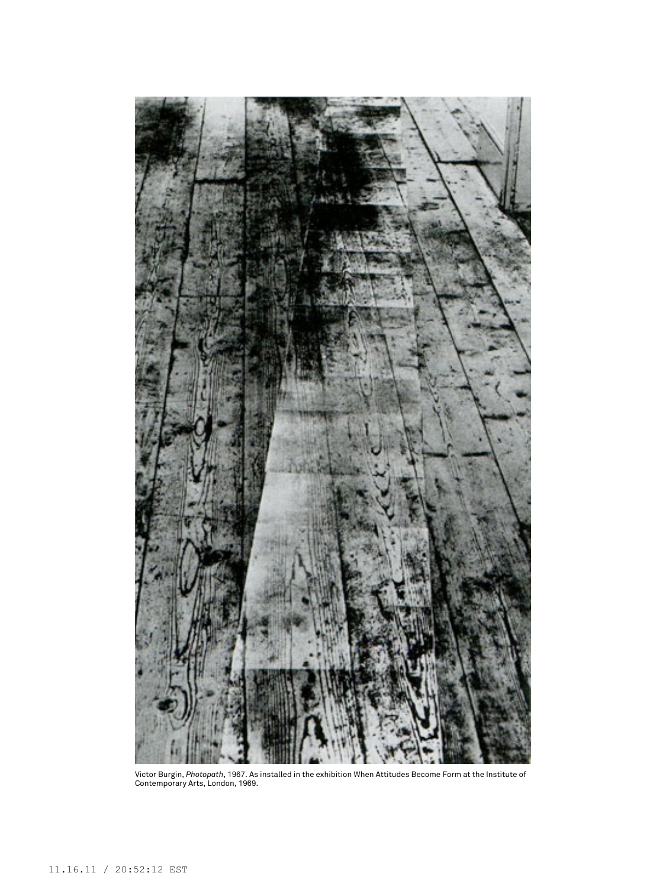Victor Burgin, *Photopath*, 1967. As installed in the exhibition When Attitudes Become Form at the Institute of Contemporary Arts, London, 1969.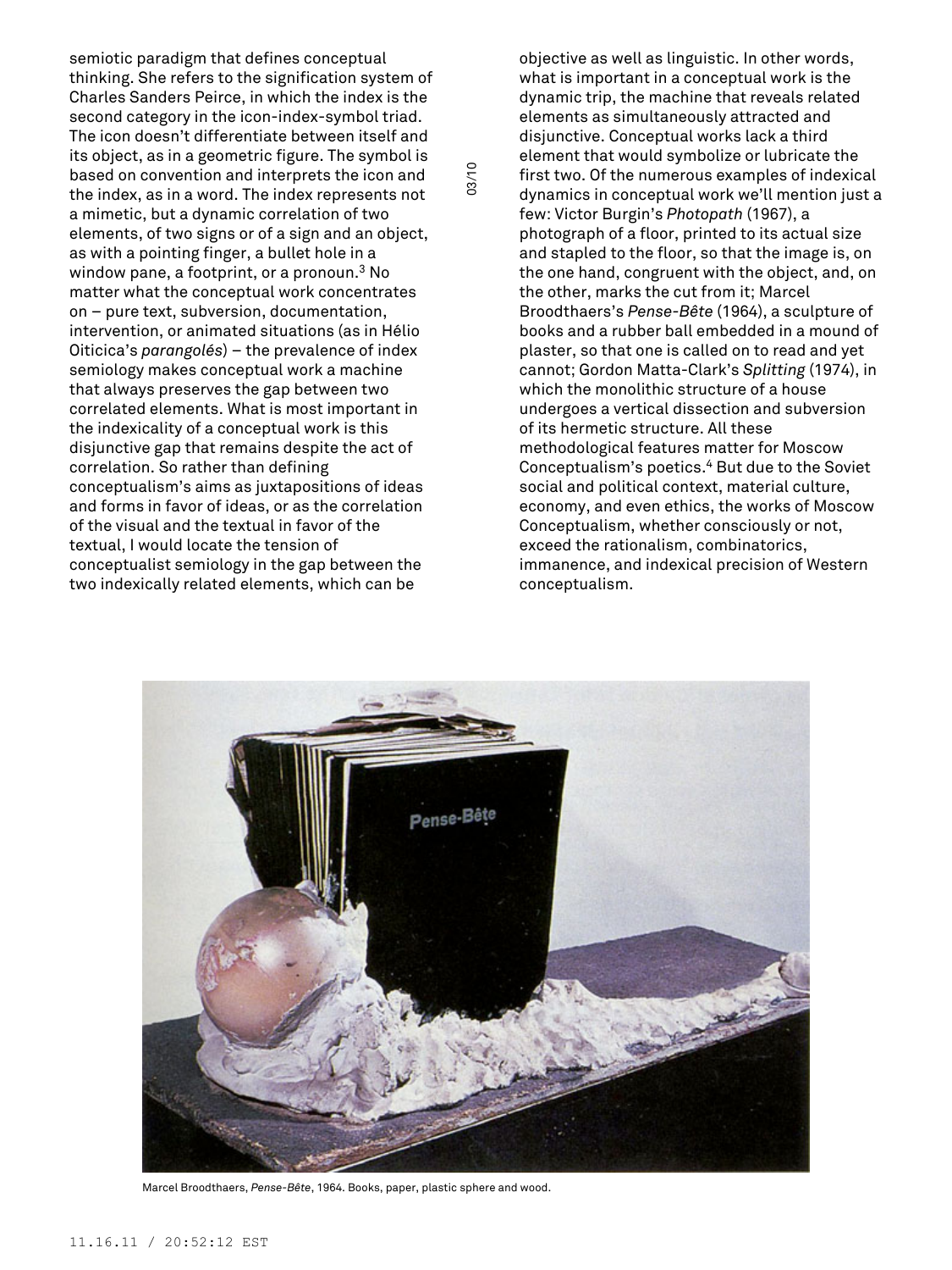semiotic paradigm that defines conceptual thinking. She refers to the signification system of Charles Sanders Peirce, in which the index is the second category in the icon-index-symbol triad. The icon doesn't differentiate between itself and its object, as in a geometric figure. The symbol is based on convention and interprets the icon and the index, as in a word. The index represents not a mimetic, but a dynamic correlation of two elements, of two signs or of a sign and an object, as with a pointing finger, a bullet hole in a window pane, a footprint, or a pronoun.[3] No matter what the conceptual work concentrates on – pure text, subversion, documentation, intervention, or animated situations (as in Hélio Oiticica's *parangolés*) – the prevalence of index semiology makes conceptual work a machine that always preserves the gap between two correlated elements. What is most important in the indexicality of a conceptual work is this disjunctive gap that remains despite the act of correlation. So rather than defining conceptualism's aims as juxtapositions of ideas and forms in favor of ideas, or as the correlation of the visual and the textual in favor of the textual, I would locate the tension of conceptualist semiology in the gap between the two indexically related elements, which can be objective as well as linguistic. In other words, what is important in a conceptual work is the dynamic trip, the machine that reveals related elements as simultaneously attracted and disjunctive. Conceptual works lack a third element that would symbolize or lubricate the first two. Of the numerous examples of indexical dynamics in conceptual work we'll mention just a few: Victor Burgin's *Photopath* (1967), a photograph of a floor, printed to its actual size and stapled to the floor, so that the image is, on the one hand, congruent with the object, and, on the other, marks the cut from it; Marcel Broodthaers's *Pense-Bête* (1964), a sculpture of books and a rubber ball embedded in a mound of plaster, so that one is called on to read and yet cannot; Gordon Matta-Clark's *Splitting* (1974), in which the monolithic structure of a house undergoes a vertical dissection and subversion of its hermetic structure. All these methodological features matter for Moscow Conceptualism's poetics.[4] But due to the Soviet social and political context, material culture, economy, and even ethics, the works of Moscow Conceptualism, whether consciously or not, exceed the rationalism, combinatorics, immanence, and indexical precision of Western conceptualism.

Marcel Broodthaers, *Pense-Bête*, 1964. Books, paper, plastic sphere and wood.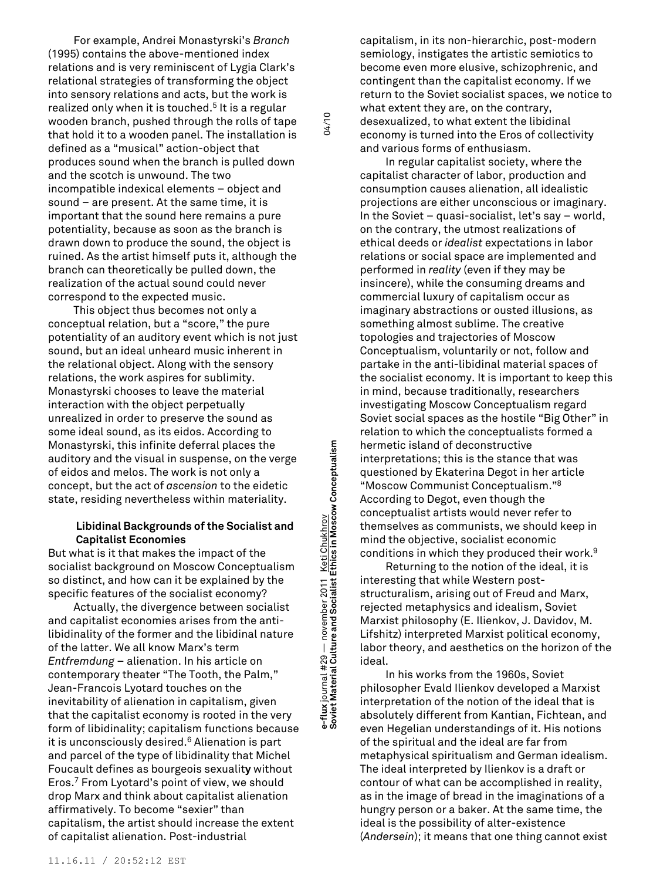For example, Andrei Monastyrski's *Branch* (1995) contains the above-mentioned index relations and is very reminiscent of Lygia Clark's relational strategies of transforming the object into sensory relations and acts, but the work is realized only when it is touched.[5] It is a regular wooden branch, pushed through the rolls of tape that hold it to a wooden panel. The installation is defined as a "musical" action-object that produces sound when the branch is pulled down and the scotch is unwound. The two incompatible indexical elements – object and sound – are present. At the same time, it is important that the sound here remains a pure potentiality, because as soon as the branch is drawn down to produce the sound, the object is ruined. As the artist himself puts it, although the branch can theoretically be pulled down, the realization of the actual sound could never correspond to the expected music.

This object thus becomes not only a conceptual relation, but a "score," the pure potentiality of an auditory event which is not just sound, but an ideal unheard music inherent in the relational object. Along with the sensory relations, the work aspires for sublimity. Monastyrski chooses to leave the material interaction with the object perpetually unrealized in order to preserve the sound as some ideal sound, as its eidos. According to Monastyrski, this infinite deferral places the auditory and the visual in suspense, on the verge of eidos and melos. The work is not only a concept, but the act of *ascension* to the eidetic state, residing nevertheless within materiality.

### Libidinal Backgrounds of the Socialist and Capitalist Economies

But what is it that makes the impact of the socialist background on Moscow Conceptualism so distinct, and how can it be explained by the specific features of the socialist economy?

Actually, the divergence between socialist and capitalist economies arises from the anti-libidinality of the former and the libidinal nature of the latter. We all know Marx's term *Entfremdung* – alienation. In his article on contemporary theater "The Tooth, the Palm," Jean-Francois Lyotard touches on the inevitability of alienation in capitalism, given that the capitalist economy is rooted in the very form of libidinality; capitalism functions because it is unconsciously desired.[6] Alienation is part and parcel of the type of libidinality that Michel Foucault defines as bourgeois sexuality without Eros.[7] From Lyotard's point of view, we should drop Marx and think about capitalist alienation affirmatively. To become "sexier" than capitalism, the artist should increase the extent of capitalist alienation. Post-industrial capitalism, in its non-hierarchic, post-modern semiology, instigates the artistic semiotics to become even more elusive, schizophrenic, and contingent than the capitalist economy. If we return to the Soviet socialist spaces, we notice to what extent they are, on the contrary, desexualized, to what extent the libidinal economy is turned into the Eros of collectivity and various forms of enthusiasm.

In regular capitalist society, where the capitalist character of labor, production and consumption causes alienation, all idealistic projections are either unconscious or imaginary. In the Soviet – quasi-socialist, let's say – world, on the contrary, the utmost realizations of ethical deeds or *idealist* expectations in labor relations or social space are implemented and performed in *reality* (even if they may be insincere), while the consuming dreams and commercial luxury of capitalism occur as imaginary abstractions or ousted illusions, as something almost sublime. The creative topologies and trajectories of Moscow Conceptualism, voluntarily or not, follow and partake in the anti-libidinal material spaces of the socialist economy. It is important to keep this in mind, because traditionally, researchers investigating Moscow Conceptualism regard Soviet social spaces as the hostile "Big Other" in relation to which the conceptualists formed a hermetic island of deconstructive interpretations; this is the stance that was questioned by Ekaterina Degot in her article "Moscow Communist Conceptualism."[8] According to Degot, even though the conceptualist artists would never refer to themselves as communists, we should keep in mind the objective, socialist economic conditions in which they produced their work.[9]

Returning to the notion of the ideal, it is interesting that while Western post-structuralism, arising out of Freud and Marx, rejected metaphysics and idealism, Soviet Marxist philosophy (E. Ilienkov, J. Davidov, M. Lifshitz) interpreted Marxist political economy, labor theory, and aesthetics on the horizon of the ideal.

In his works from the 1960s, Soviet philosopher Evald Ilienkov developed a Marxist interpretation of the notion of the ideal that is absolutely different from Kantian, Fichtean, and even Hegelian understandings of it. His notions of the spiritual and the ideal are far from metaphysical spiritualism and German idealism. The ideal interpreted by Ilienkov is a draft or contour of what can be accomplished in reality, as in the image of bread in the imaginations of a hungry person or a baker. At the same time, the ideal is the possibility of alter-existence (*Andersein*); it means that one thing cannot exist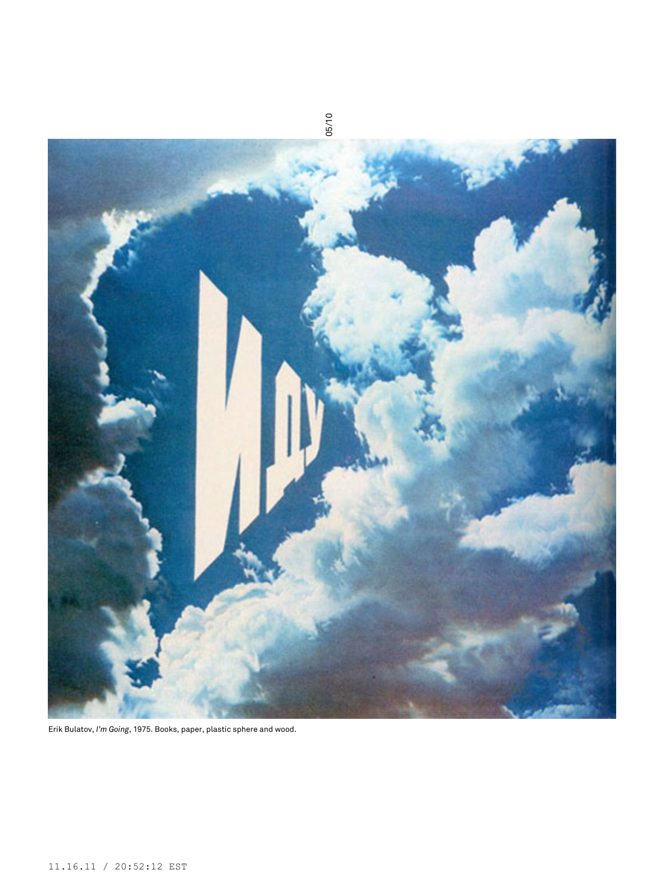Erik Bulatov, *I'm Going*, 1975. Books, paper, plastic sphere and wood.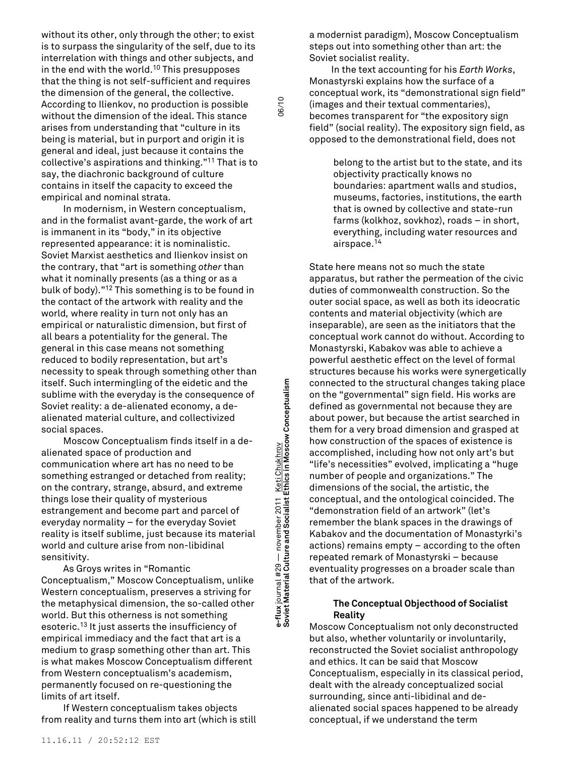without its other, only through the other; to exist is to surpass the singularity of the self, due to its interrelation with things and other subjects, and in the end with the world.[10] This presupposes that the thing is not self-sufficient and requires the dimension of the general, the collective. According to Ilienkov, no production is possible without the dimension of the ideal. This stance arises from understanding that "culture in its being is material, but in purport and origin it is general and ideal, just because it contains the collective's aspirations and thinking."[11] That is to say, the diachronic background of culture contains in itself the capacity to exceed the empirical and nominal strata.

In modernism, in Western conceptualism, and in the formalist avant-garde, the work of art is immanent in its "body," in its objective represented appearance: it is nominalistic. Soviet Marxist aesthetics and Ilienkov insist on the contrary, that "art is something *other* than what it nominally presents (as a thing or as a bulk of body)."[12] This something is to be found in the contact of the artwork with reality and the world, where reality in turn not only has an empirical or naturalistic dimension, but first of all bears a potentiality for the general. The general in this case means not something reduced to bodily representation, but art's necessity to speak through something other than itself. Such intermingling of the eidetic and the sublime with the everyday is the consequence of Soviet reality: a de-alienated economy, a de-alienated material culture, and collectivized social spaces.

Moscow Conceptualism finds itself in a de-alienated space of production and communication where art has no need to be something estranged or detached from reality; on the contrary, strange, absurd, and extreme things lose their quality of mysterious estrangement and become part and parcel of everyday normality – for the everyday Soviet reality is itself sublime, just because its material world and culture arise from non-libidinal sensitivity.

As Groys writes in "Romantic Conceptualism," Moscow Conceptualism, unlike Western conceptualism, preserves a striving for the metaphysical dimension, the so-called other world. But this otherness is not something esoteric.[13] It just asserts the insufficiency of empirical immediacy and the fact that art is a medium to grasp something other than art. This is what makes Moscow Conceptualism different from Western conceptualism's academism, permanently focused on re-questioning the limits of art itself.

If Western conceptualism takes objects from reality and turns them into art (which is still a modernist paradigm), Moscow Conceptualism steps out into something other than art: the Soviet socialist reality.

In the text accounting for his *Earth Works*, Monastyrski explains how the surface of a conceptual work, its "demonstrational sign field" (images and their textual commentaries), becomes transparent for "the expository sign field" (social reality). The expository sign field, as opposed to the demonstrational field, does not

> belong to the artist but to the state, and its objectivity practically knows no boundaries: apartment walls and studios, museums, factories, institutions, the earth that is owned by collective and state-run farms (kolkhoz, sovkhoz), roads – in short, everything, including water resources and airspace.[14]

State here means not so much the state apparatus, but rather the permeation of the civic duties of commonwealth construction. So the outer social space, as well as both its ideocratic contents and material objectivity (which are inseparable), are seen as the initiators that the conceptual work cannot do without. According to Monastyrski, Kabakov was able to achieve a powerful aesthetic effect on the level of formal structures because his works were synergetically connected to the structural changes taking place on the "governmental" sign field. His works are defined as governmental not because they are about power, but because the artist searched in them for a very broad dimension and grasped at how construction of the spaces of existence is accomplished, including how not only art's but "life's necessities" evolved, implicating a "huge number of people and organizations." The dimensions of the social, the artistic, the conceptual, and the ontological coincided. The "demonstration field of an artwork" (let's remember the blank spaces in the drawings of Kabakov and the documentation of Monastyrki's actions) remains empty – according to the often repeated remark of Monastyrski – because eventuality progresses on a broader scale than that of the artwork.

### The Conceptual Objecthood of Socialist Reality

Moscow Conceptualism not only deconstructed but also, whether voluntarily or involuntarily, reconstructed the Soviet socialist anthropology and ethics. It can be said that Moscow Conceptualism, especially in its classical period, dealt with the already conceptualized social surrounding, since anti-libidinal and de-alienated social spaces happened to be already conceptual, if we understand the term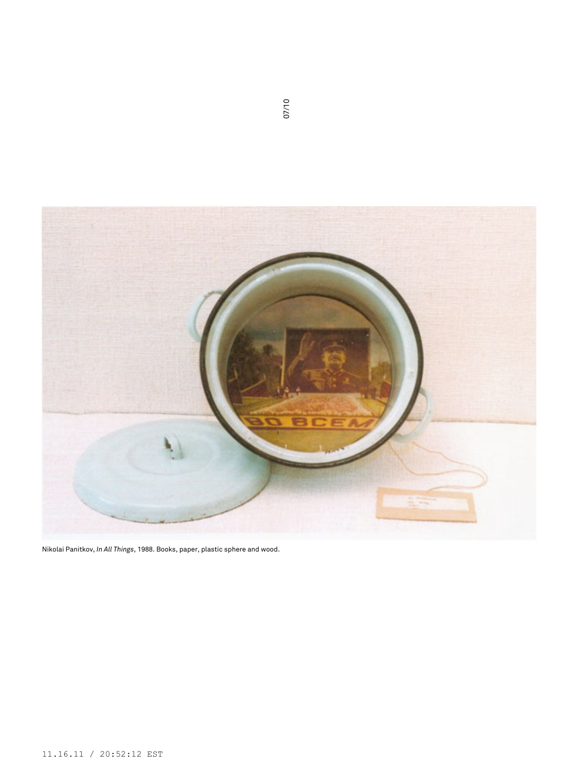Nikolai Panitkov, *In All Things*, 1988. Books, paper, plastic sphere and wood.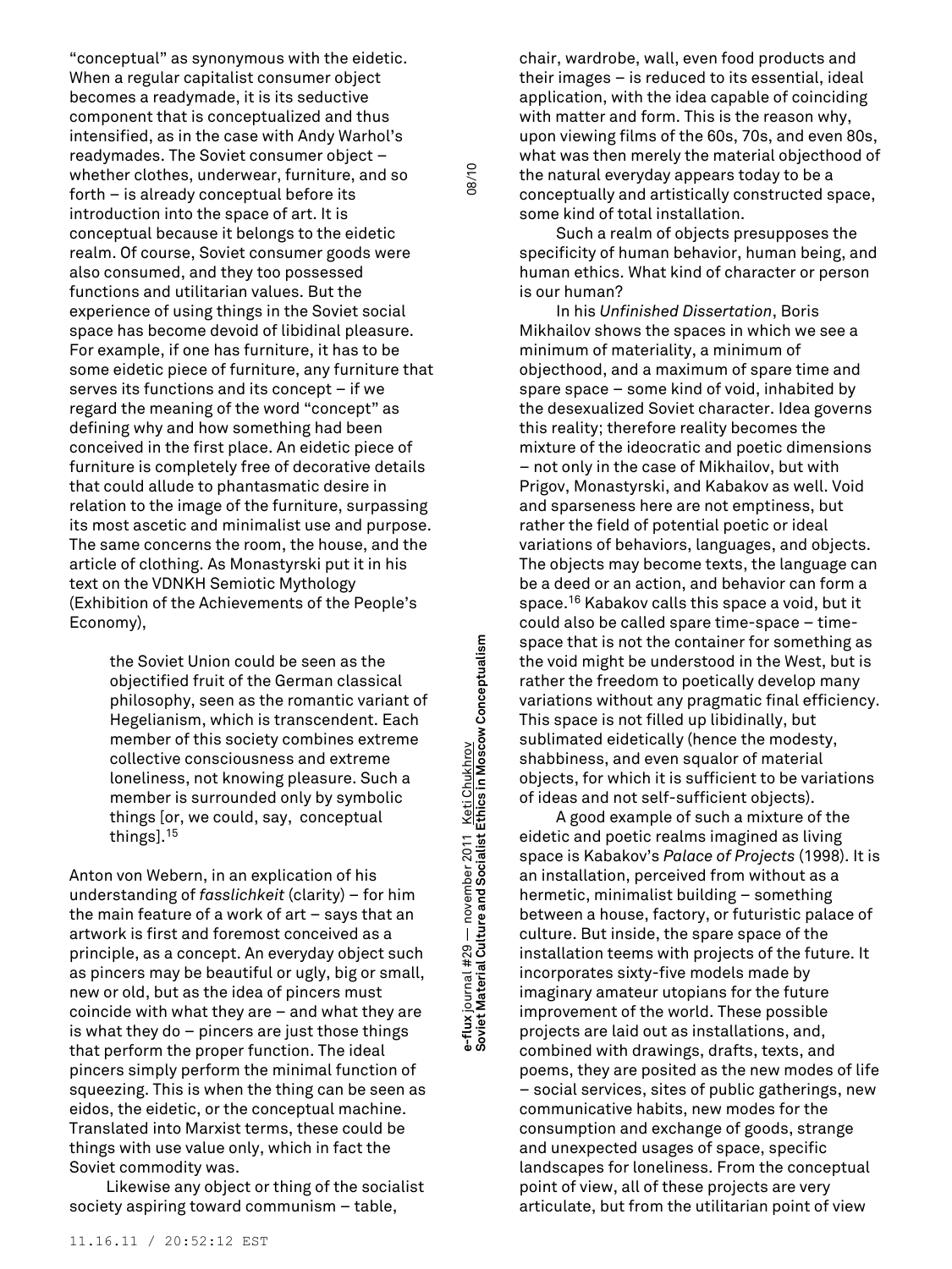"conceptual" as synonymous with the eidetic. When a regular capitalist consumer object becomes a readymade, it is its seductive component that is conceptualized and thus intensified, as in the case with Andy Warhol's readymades. The Soviet consumer object – whether clothes, underwear, furniture, and so forth – is already conceptual before its introduction into the space of art. It is conceptual because it belongs to the eidetic realm. Of course, Soviet consumer goods were also consumed, and they too possessed functions and utilitarian values. But the experience of using things in the Soviet social space has become devoid of libidinal pleasure. For example, if one has furniture, it has to be some eidetic piece of furniture, any furniture that serves its functions and its concept – if we regard the meaning of the word "concept" as defining why and how something had been conceived in the first place. An eidetic piece of furniture is completely free of decorative details that could allude to phantasmatic desire in relation to the image of the furniture, surpassing its most ascetic and minimalist use and purpose. The same concerns the room, the house, and the article of clothing. As Monastyrski put it in his text on the VDNKH Semiotic Mythology (Exhibition of the Achievements of the People's Economy),

> the Soviet Union could be seen as the objectified fruit of the German classical philosophy, seen as the romantic variant of Hegelianism, which is transcendent. Each member of this society combines extreme collective consciousness and extreme loneliness, not knowing pleasure. Such a member is surrounded only by symbolic things [or, we could, say, conceptual things].[15]

Anton von Webern, in an explication of his understanding of *fasslichkeit* (clarity) – for him the main feature of a work of art – says that an artwork is first and foremost conceived as a principle, as a concept. An everyday object such as pincers may be beautiful or ugly, big or small, new or old, but as the idea of pincers must coincide with what they are – and what they are is what they do – pincers are just those things that perform the proper function. The ideal pincers simply perform the minimal function of squeezing. This is when the thing can be seen as eidos, the eidetic, or the conceptual machine. Translated into Marxist terms, these could be things with use value only, which in fact the Soviet commodity was.

Likewise any object or thing of the socialist society aspiring toward communism – table, chair, wardrobe, wall, even food products and their images – is reduced to its essential, ideal application, with the idea capable of coinciding with matter and form. This is the reason why, upon viewing films of the 60s, 70s, and even 80s, what was then merely the material objecthood of the natural everyday appears today to be a conceptually and artistically constructed space, some kind of total installation.

Such a realm of objects presupposes the specificity of human behavior, human being, and human ethics. What kind of character or person is our human?

In his *Unfinished Dissertation*, Boris Mikhailov shows the spaces in which we see a minimum of materiality, a minimum of objecthood, and a maximum of spare time and spare space – some kind of void, inhabited by the desexualized Soviet character. Idea governs this reality; therefore reality becomes the mixture of the ideocratic and poetic dimensions – not only in the case of Mikhailov, but with Prigov, Monastyrski, and Kabakov as well. Void and sparseness here are not emptiness, but rather the field of potential poetic or ideal variations of behaviors, languages, and objects. The objects may become texts, the language can be a deed or an action, and behavior can form a space.[16] Kabakov calls this space a void, but it could also be called spare time-space – time-space that is not the container for something as the void might be understood in the West, but is rather the freedom to poetically develop many variations without any pragmatic final efficiency. This space is not filled up libidinally, but sublimated eidetically (hence the modesty, shabbiness, and even squalor of material objects, for which it is sufficient to be variations of ideas and not self-sufficient objects).

A good example of such a mixture of the eidetic and poetic realms imagined as living space is Kabakov's *Palace of Projects* (1998). It is an installation, perceived from without as a hermetic, minimalist building – something between a house, factory, or futuristic palace of culture. But inside, the spare space of the installation teems with projects of the future. It incorporates sixty-five models made by imaginary amateur utopians for the future improvement of the world. These possible projects are laid out as installations, and, combined with drawings, drafts, texts, and poems, they are posited as the new modes of life – social services, sites of public gatherings, new communicative habits, new modes for the consumption and exchange of goods, strange and unexpected usages of space, specific landscapes for loneliness. From the conceptual point of view, all of these projects are very articulate, but from the utilitarian point of view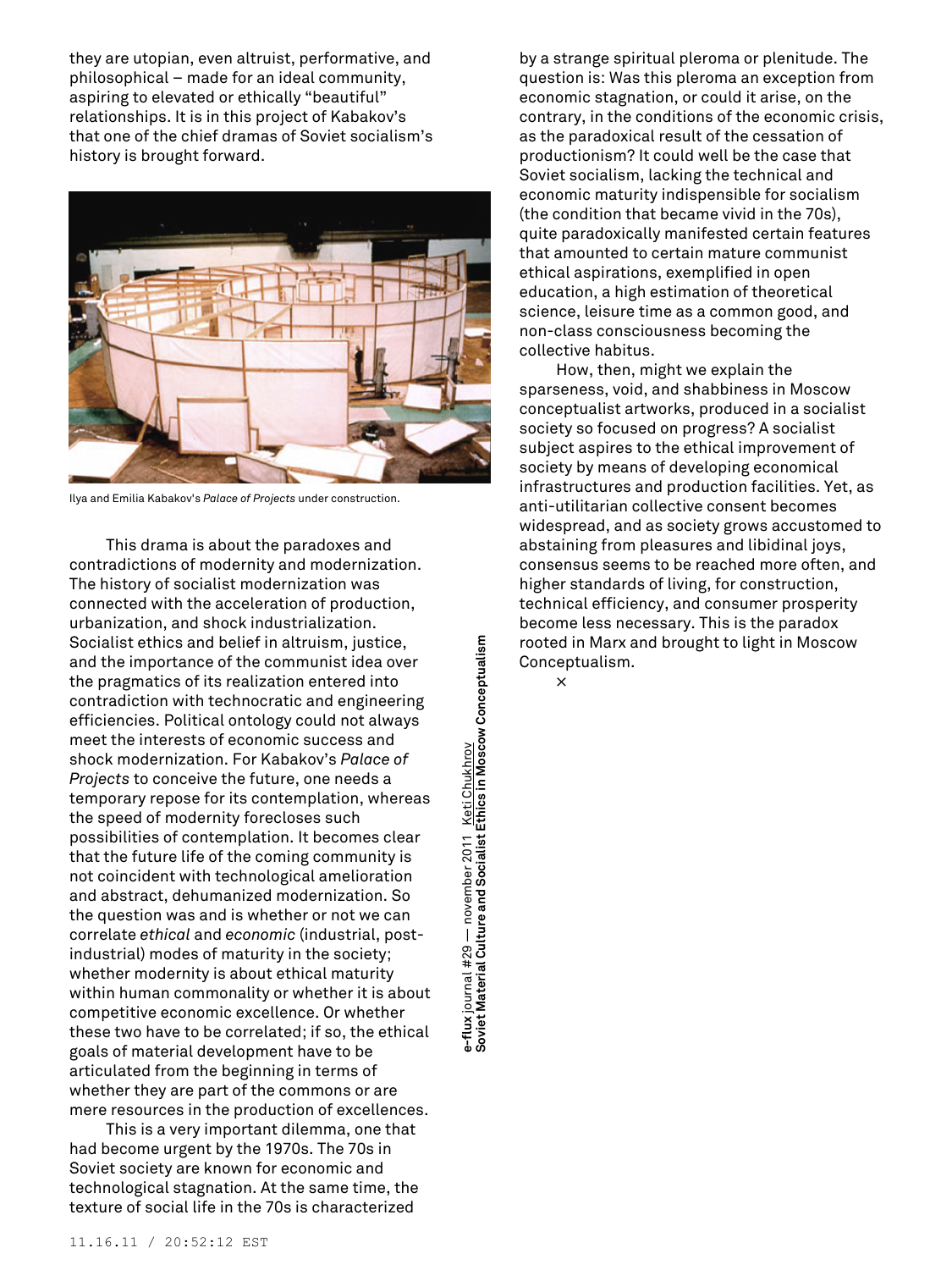they are utopian, even altruist, performative, and philosophical – made for an ideal community, aspiring to elevated or ethically "beautiful" relationships. It is in this project of Kabakov's that one of the chief dramas of Soviet socialism's history is brought forward.

Ilya and Emilia Kabakov's *Palace of Projects* under construction.

This drama is about the paradoxes and contradictions of modernity and modernization. The history of socialist modernization was connected with the acceleration of production, urbanization, and shock industrialization. Socialist ethics and belief in altruism, justice, and the importance of the communist idea over the pragmatics of its realization entered into contradiction with technocratic and engineering efficiencies. Political ontology could not always meet the interests of economic success and shock modernization. For Kabakov's *Palace of Projects* to conceive the future, one needs a temporary repose for its contemplation, whereas the speed of modernity forecloses such possibilities of contemplation. It becomes clear that the future life of the coming community is not coincident with technological amelioration and abstract, dehumanized modernization. So the question was and is whether or not we can correlate *ethical* and *economic* (industrial, post-industrial) modes of maturity in the society; whether modernity is about ethical maturity within human commonality or whether it is about competitive economic excellence. Or whether these two have to be correlated; if so, the ethical goals of material development have to be articulated from the beginning in terms of whether they are part of the commons or are mere resources in the production of excellences.

This is a very important dilemma, one that had become urgent by the 1970s. The 70s in Soviet society are known for economic and technological stagnation. At the same time, the texture of social life in the 70s is characterized by a strange spiritual pleroma or plenitude. The question is: Was this pleroma an exception from economic stagnation, or could it arise, on the contrary, in the conditions of the economic crisis, as the paradoxical result of the cessation of productionism? It could well be the case that Soviet socialism, lacking the technical and economic maturity indispensable for socialism (the condition that became vivid in the 70s), quite paradoxically manifested certain features that amounted to certain mature communist ethical aspirations, exemplified in open education, a high estimation of theoretical science, leisure time as a common good, and non-class consciousness becoming the collective habitus.

How, then, might we explain the sparseness, void, and shabbiness in Moscow conceptualist artworks, produced in a socialist society so focused on progress? A socialist subject aspires to the ethical improvement of society by means of developing economical infrastructures and production facilities. Yet, as anti-utilitarian collective consent becomes widespread, and as society grows accustomed to abstaining from pleasures and libidinal joys, consensus seems to be reached more often, and higher standards of living, for construction, technical efficiency, and consumer prosperity become less necessary. This is the paradox rooted in Marx and brought to light in Moscow Conceptualism.

×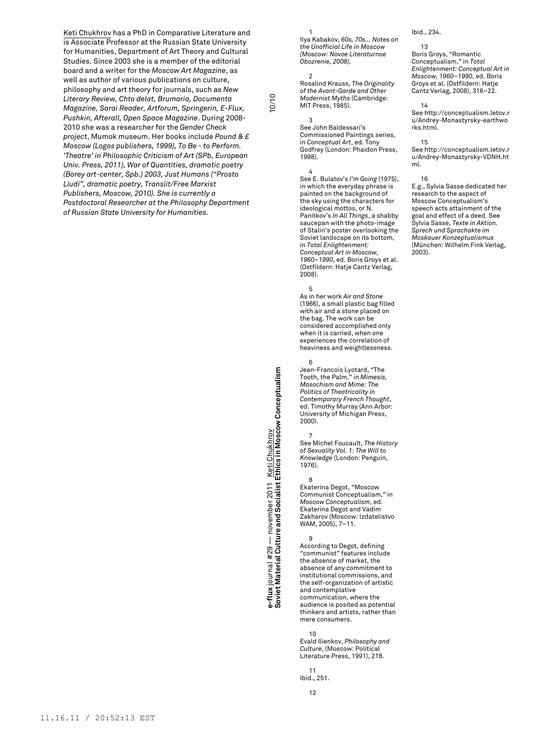Keti Chukhrov has a PhD in Comparative Literature and is Associate Professor at the Russian State University for Humanities, Department of Art Theory and Cultural Studies. Since 2003 she is a member of the editorial board and a writer for the *Moscow Art Magazine*, as well as author of various publications on culture, philosophy and art theory for journals, such as *New Literary Review, Chto delat, Brumaria, Documenta Magazine, Sarai Reader, Artforum, Springerin, E-Flux, Pushkin, Afterall, Open Space Magazine*. During 2008-2010 she was a researcher for the *Gender Check project*, Mumok museum. Her books include *Pound & £ Moscow (Logos publishers, 1999), To Be - to Perform. 'Theatre' in Philosophic Criticism of Art (SPb, European Univ. Press, 2011), War of Quantities, dramatic poetry (Borey art-center, Spb.) 2003, Just Humans ("Prosto Liudi", dramatic poetry, Translit/Free Marxist Publishers, Moscow, 2010). She is currently a Postdoctoral Researcher at the Philosophy Department of Russian State University for Humanities.*

1
Ilya Kabakov, *60s, 70s... Notes on the Unofficial Life in Moscow (Moscow: Novoe Literaturnoe Obozrenie, 2008).*

2
Rosalind Krauss, *The Originality of the Avant-Garde and Other Modernist Myths* (Cambridge: MIT Press, 1985).

3
See John Baldessari's Commissioned Paintings series, in *Conceptual Art*, ed. Tony Godfrey (London: Phaidon Press, 1998).

4
See E. Bulatov's *I'm Going* (1975), in which the everyday phrase is painted on the background of the sky using the characters for ideological mottos, or N. Panitkov's *In All Things*, a shabby saucepan with the photo-image of Stalin's poster overlooking the Soviet landscape on its bottom, in *Total Enlightenment: Conceptual Art in Moscow, 1960–1990*, ed. Boris Groys et al. (Ostfildern: Hatje Cantz Verlag, 2008).

5
As in her work *Air and Stone* (1966), a small plastic bag filled with air and a stone placed on the bag. The work can be considered accomplished only when it is carried, when one experiences the correlation of heaviness and weightlessness.

6
Jean-Francois Lyotard, "The Tooth, the Palm," in *Mimesis, Masochism and Mime: The Politics of Theatricality in Contemporary French Thought*, ed. Timothy Murray (Ann Arbor: University of Michigan Press, 2000).

7
See Michel Foucault, *The History of Sexuality Vol. 1: The Will to Knowledge* (London: Penguin, 1976).

8
Ekaterina Degot, "Moscow Communist Conceptualism," in *Moscow Conceptualism*, ed. Ekaterina Degot and Vadim Zakharov (Moscow: Izdatelistvo WAM, 2005), 7–11.

9
According to Degot, defining "communist" features include the absence of market, the absence of any commitment to institutional commissions, and the self-organization of artistic and contemplative communication, where the audience is posited as potential thinkers and artists, rather than mere consumers.

10
Evald Ilienkov, *Philosophy and Culture*, (Moscow: Political Literature Press, 1991), 218.

11
Ibid., 251.

12
Ibid., 234.

13
Boris Groys, "Romantic Conceptualism," in *Total Enlightenment: Conceptual Art in Moscow, 1960–1990*, ed. Boris Groys et al. (Ostfildern: Hatje Cantz Verlag, 2008), 316–22.

14
See http://conceptualism.letov.ru/Andrey-Monastyrsky-earthworks.html.

15
See http://conceptualism.letov.ru/Andrey-Monastyrsky-VDNH.html.

16
E.g., Sylvia Sasse dedicated her research to the aspect of Moscow Conceptualism's speech acts attainment of the goal and effect of a deed. See Sylvia Sasse, *Texte in Aktion. Sprech und Sprachakte im Moskauer Konzeptualismus* (München: Wilhelm Fink Verlag, 2003).